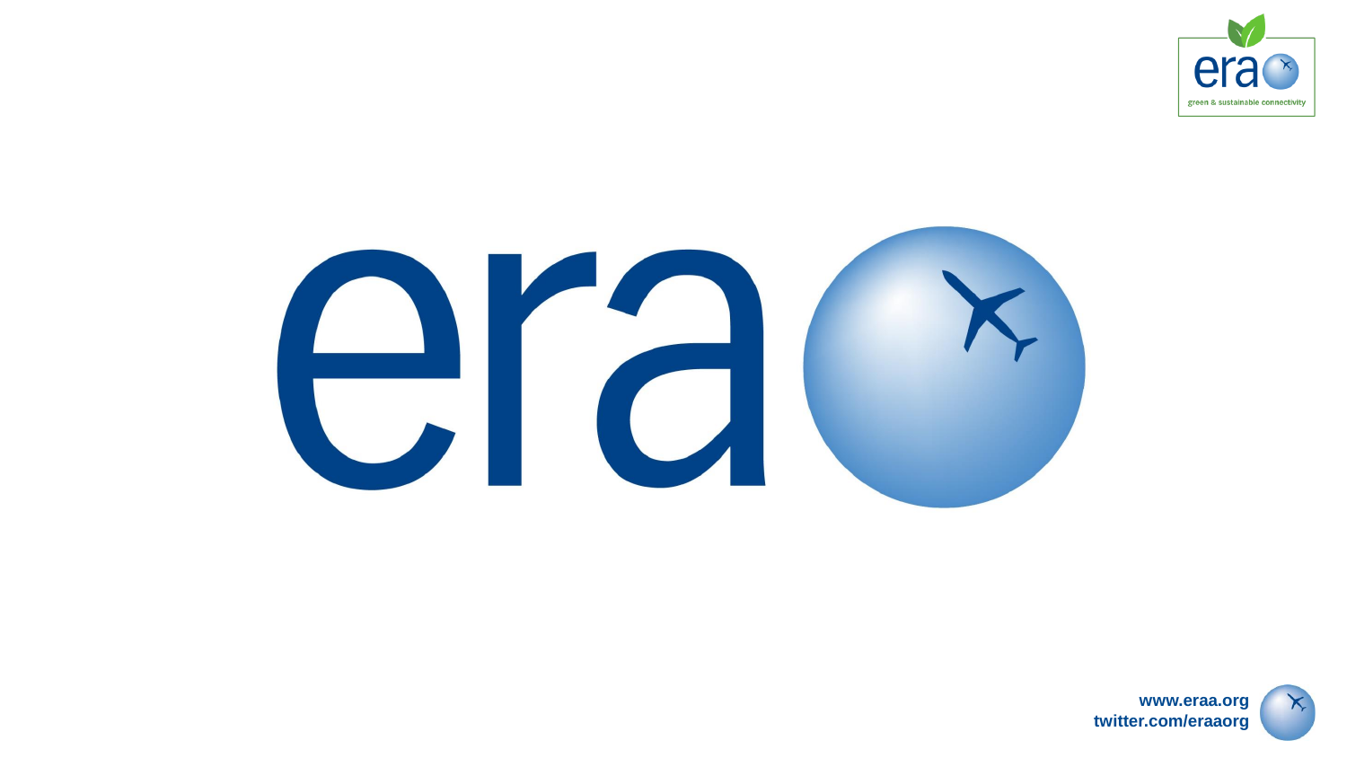era

green & sustainable connectivity

www.eraa.org
twitter.com/eraaorg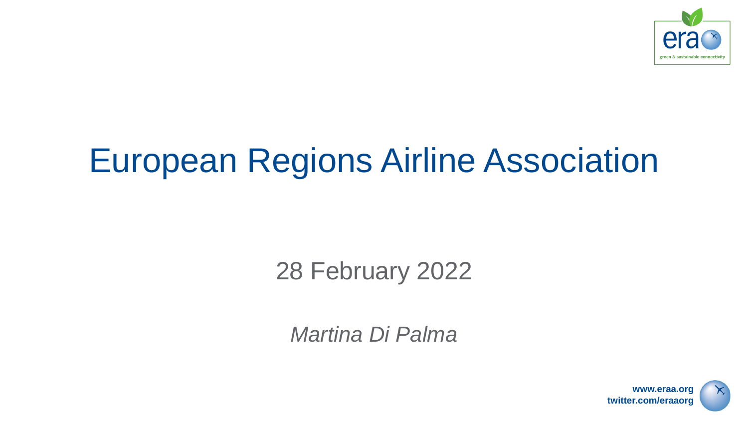# European Regions Airline Association

28 February 2022

*Martina Di Palma*

**www.eraa.org**
**twitter.com/eraaorg**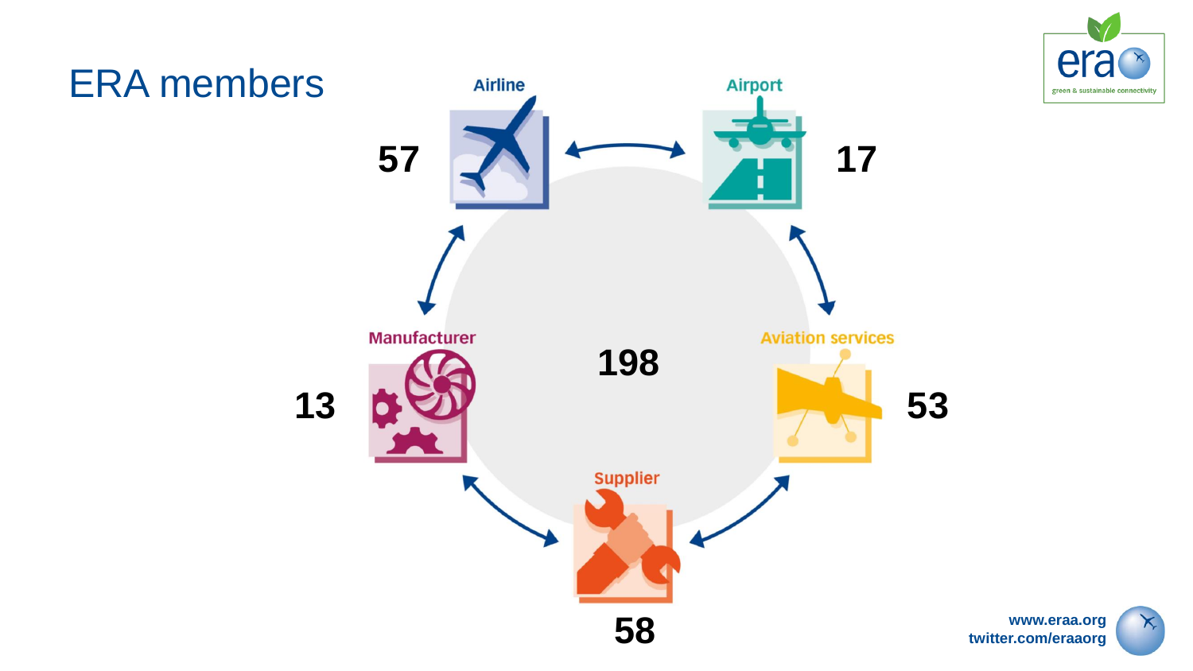# ERA members

Airline 57

Airport 17

Aviation services 53

Supplier 58

Manufacturer 13

198

www.eraa.org
twitter.com/eraaorg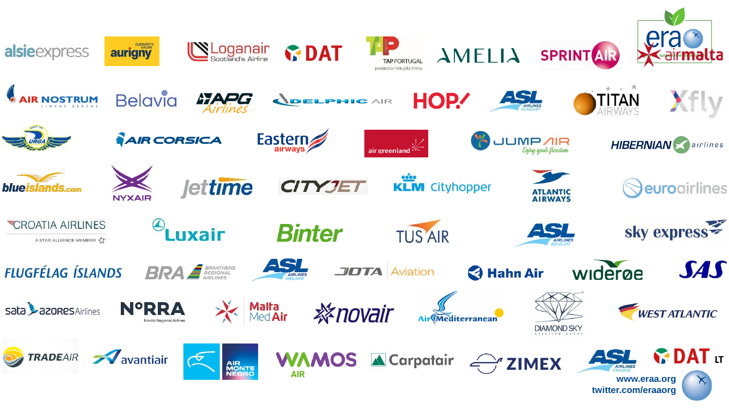alsieexpress

aurigny

Loganair Scotland's Airline

DAT

TAP PORTUGAL

AMELIA

SPRINT AIR

era

airmalta

AIR NOSTRUM

Belavia

APG Airlines

DELPHIC AIR

HOP!

ASL AIRLINES HUNGARY

TITAN AIRWAYS

Xfly

URGA

AIR CORSICA

Eastern airways

air greenland

JUMP AIR Enjoy your freedom

HIBERNIAN airlines

blueislands.com

NYXAIR

Jettime

CITYJET

KLM Cityhopper

ATLANTIC AIRWAYS

euroairlines

CROATIA AIRLINES A STAR ALLIANCE MEMBER

Luxair

Binter

TUS AIR

ASL AIRLINES BELGIUM

sky express

FLUGFÉLAG ÍSLANDS

BRA BRAATHENS REGIONAL AIRLINES

ASL AIRLINES IRELAND

JOTA Aviation

Hahn Air

widerøe

SAS

sata azores Airlines

NORRA Nordic Regional Airlines

Malta Med Air

novair

Air Mediterranean

DIAMOND SKY AVIATION GROUP

WEST ATLANTIC

TRADEAIR

avantiair

AIR MONTE NEGRO

WAMOS AIR

Carpatair

ZIMEX

ASL AIRLINES FRANCE

DAT LT

www.eraa.org

twitter.com/eraaorg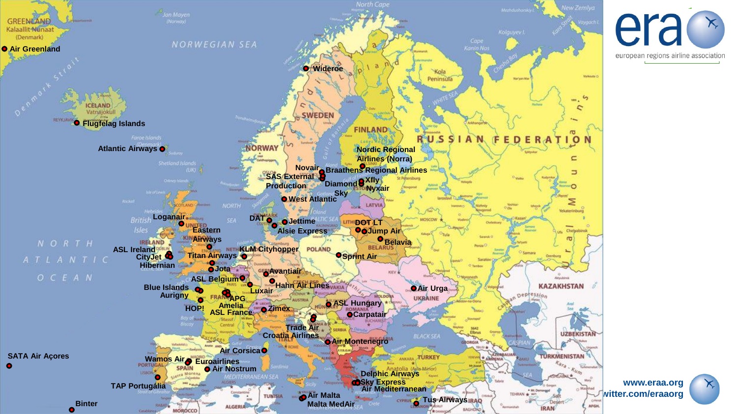era

european regions airline association

- Air Greenland
- Flugfelag Islands
- Atlantic Airways
- Wideroe
- Novair
- SAS External Production
- Braathens Regional Airlines
- Nordic Regional Airlines (Norra)
- Diamond Sky
- Xfly
- Nyxair
- West Atlantic
- Loganair
- Eastern Airways
- ASL Ireland
- CityJet
- Hibernian
- Titan Airways
- DAT
- Jettime
- Alsie Express
- KLM Cityhopper
- DOT LT
- Jump Air
- Belavia
- Sprint Air
- Jota
- ASL Belgium
- Avantiair
- Luxair
- Hahn Air Lines
- Blue Islands
- Aurigny
- APG
- Amelia
- ASL France
- HOP!
- Zimex
- ASL Hungary
- Carpatair
- Air Urga
- Trade Air
- Croatia Airlines
- Air Montenegro
- Air Corsica
- SATA Air Açores
- Wamos Air
- Euroairlines
- Air Nostrum
- TAP Portugália
- Binter
- Delphic Airways
- Sky Express
- Air Mediterranean
- Air Malta
- Malta MedAir
- Tus Airways

www.eraa.org

twitter.com/eraaorg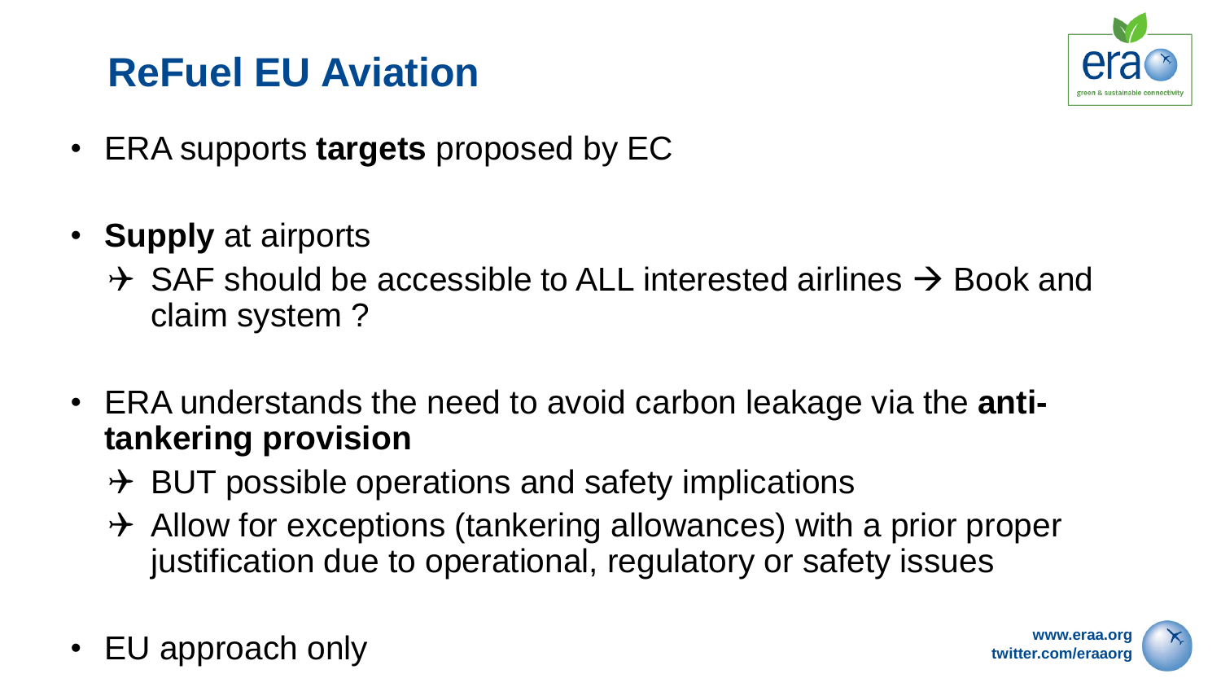# ReFuel EU Aviation

- ERA supports **targets** proposed by EC
- **Supply** at airports
  - ✈ SAF should be accessible to ALL interested airlines → Book and claim system ?
- ERA understands the need to avoid carbon leakage via the **anti-tankering provision**
  - ✈ BUT possible operations and safety implications
  - ✈ Allow for exceptions (tankering allowances) with a prior proper justification due to operational, regulatory or safety issues
- EU approach only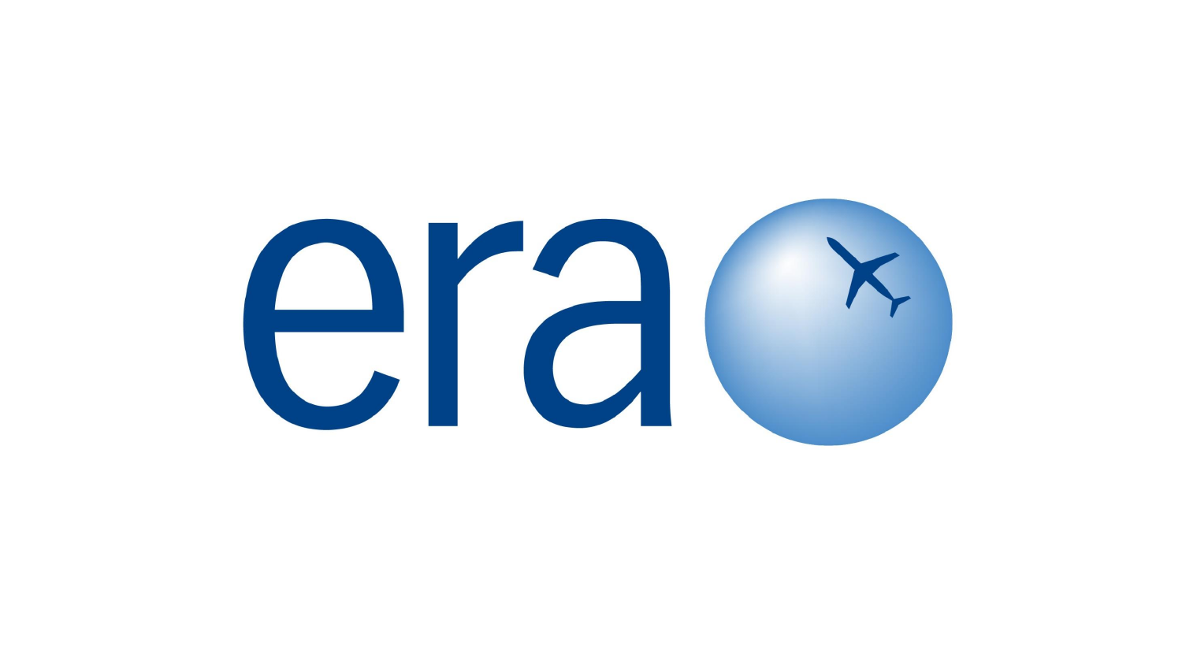era